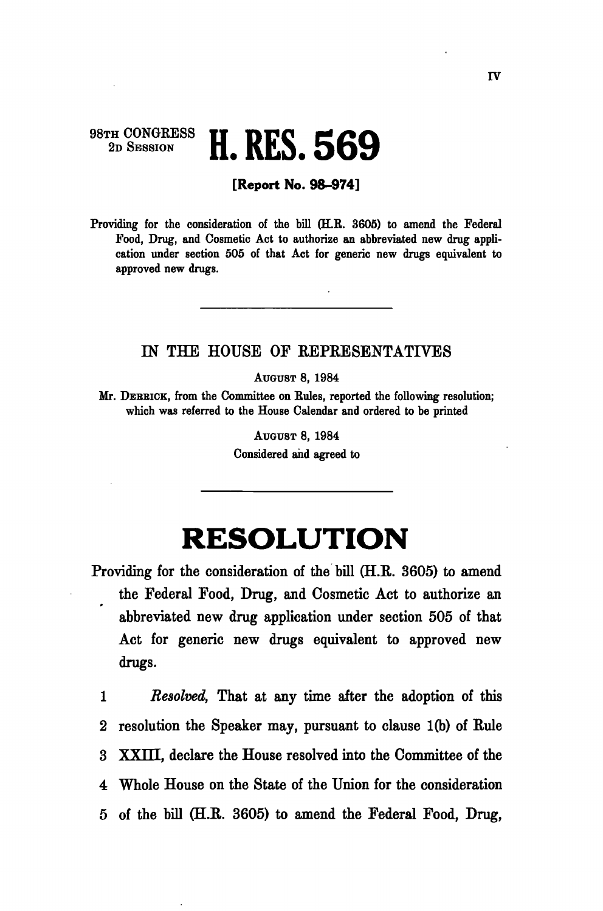98TH CONGRESS
2D SESSION

# H. RES. 569

**[Report No. 98–974]**

Providing for the consideration of the bill (H.R. 3605) to amend the Federal Food, Drug, and Cosmetic Act to authorize an abbreviated new drug application under section 505 of that Act for generic new drugs equivalent to approved new drugs.

---

IN THE HOUSE OF REPRESENTATIVES

AUGUST 8, 1984

Mr. DERRICK, from the Committee on Rules, reported the following resolution; which was referred to the House Calendar and ordered to be printed

AUGUST 8, 1984

Considered and agreed to

---

# RESOLUTION

Providing for the consideration of the bill (H.R. 3605) to amend the Federal Food, Drug, and Cosmetic Act to authorize an abbreviated new drug application under section 505 of that Act for generic new drugs equivalent to approved new drugs.

1 *Resolved*, That at any time after the adoption of this
2 resolution the Speaker may, pursuant to clause 1(b) of Rule
3 XXIII, declare the House resolved into the Committee of the
4 Whole House on the State of the Union for the consideration
5 of the bill (H.R. 3605) to amend the Federal Food, Drug,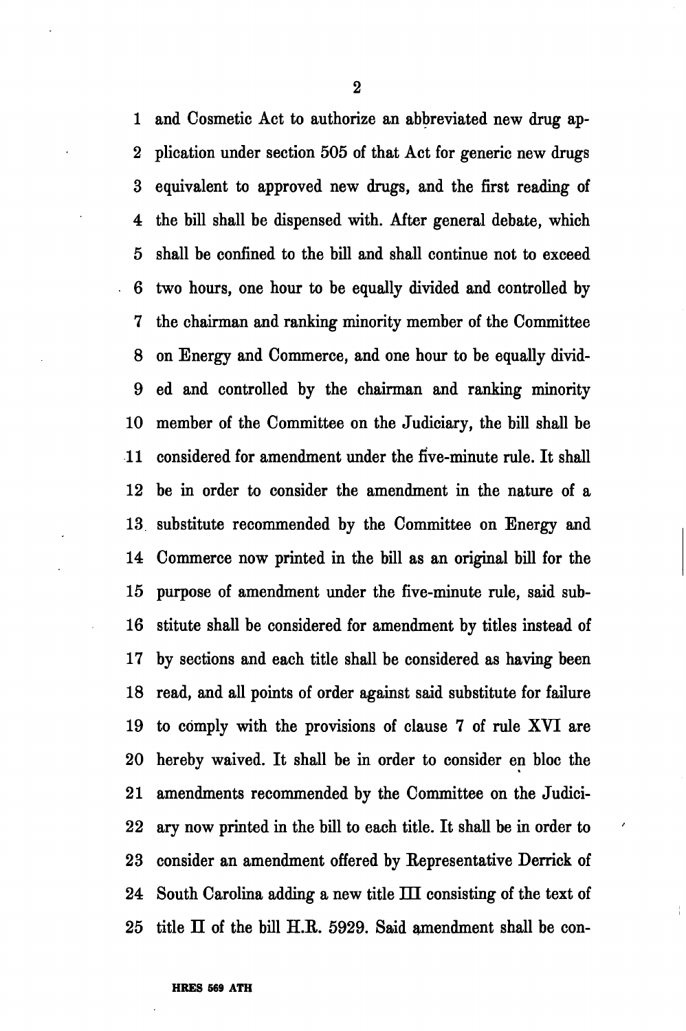and Cosmetic Act to authorize an abbreviated new drug application under section 505 of that Act for generic new drugs equivalent to approved new drugs, and the first reading of the bill shall be dispensed with. After general debate, which shall be confined to the bill and shall continue not to exceed two hours, one hour to be equally divided and controlled by the chairman and ranking minority member of the Committee on Energy and Commerce, and one hour to be equally divided and controlled by the chairman and ranking minority member of the Committee on the Judiciary, the bill shall be considered for amendment under the five-minute rule. It shall be in order to consider the amendment in the nature of a substitute recommended by the Committee on Energy and Commerce now printed in the bill as an original bill for the purpose of amendment under the five-minute rule, said substitute shall be considered for amendment by titles instead of by sections and each title shall be considered as having been read, and all points of order against said substitute for failure to comply with the provisions of clause 7 of rule XVI are hereby waived. It shall be in order to consider en bloc the amendments recommended by the Committee on the Judiciary now printed in the bill to each title. It shall be in order to consider an amendment offered by Representative Derrick of South Carolina adding a new title III consisting of the text of title II of the bill H.R. 5929. Said amendment shall be con-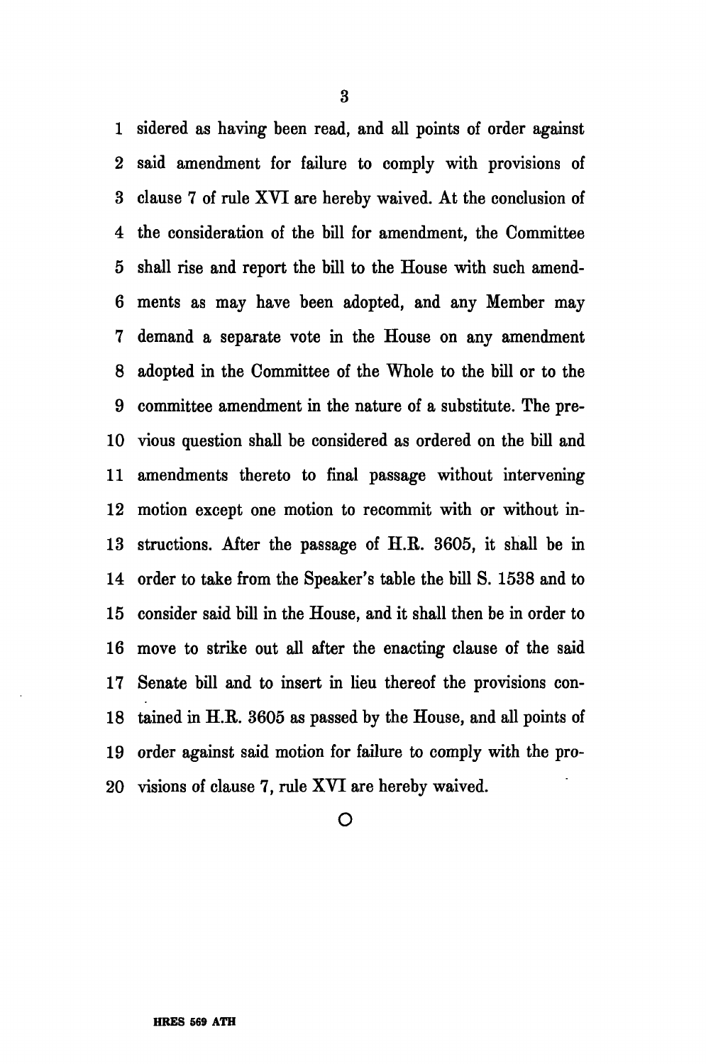sidered as having been read, and all points of order against said amendment for failure to comply with provisions of clause 7 of rule XVI are hereby waived. At the conclusion of the consideration of the bill for amendment, the Committee shall rise and report the bill to the House with such amendments as may have been adopted, and any Member may demand a separate vote in the House on any amendment adopted in the Committee of the Whole to the bill or to the committee amendment in the nature of a substitute. The previous question shall be considered as ordered on the bill and amendments thereto to final passage without intervening motion except one motion to recommit with or without instructions. After the passage of H.R. 3605, it shall be in order to take from the Speaker's table the bill S. 1538 and to consider said bill in the House, and it shall then be in order to move to strike out all after the enacting clause of the said Senate bill and to insert in lieu thereof the provisions contained in H.R. 3605 as passed by the House, and all points of order against said motion for failure to comply with the provisions of clause 7, rule XVI are hereby waived.

O